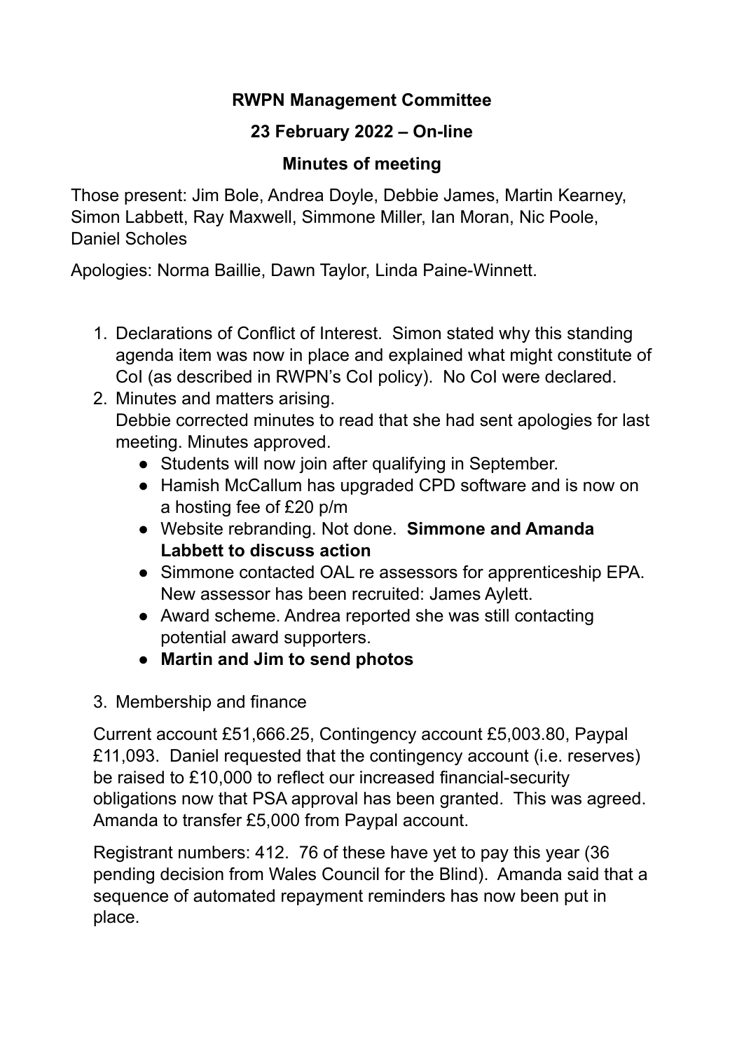**RWPN Management Committee**

**23 February 2022 – On-line**

**Minutes of meeting**

Those present: Jim Bole, Andrea Doyle, Debbie James, Martin Kearney, Simon Labbett, Ray Maxwell, Simmone Miller, Ian Moran, Nic Poole, Daniel Scholes

Apologies: Norma Baillie, Dawn Taylor, Linda Paine-Winnett.

1. Declarations of Conflict of Interest. Simon stated why this standing agenda item was now in place and explained what might constitute of CoI (as described in RWPN's CoI policy). No CoI were declared.
2. Minutes and matters arising.
   Debbie corrected minutes to read that she had sent apologies for last meeting. Minutes approved.
   - Students will now join after qualifying in September.
   - Hamish McCallum has upgraded CPD software and is now on a hosting fee of £20 p/m
   - Website rebranding. Not done. **Simmone and Amanda Labbett to discuss action**
   - Simmone contacted OAL re assessors for apprenticeship EPA. New assessor has been recruited: James Aylett.
   - Award scheme. Andrea reported she was still contacting potential award supporters.
   - **Martin and Jim to send photos**

3. Membership and finance

Current account £51,666.25, Contingency account £5,003.80, Paypal £11,093. Daniel requested that the contingency account (i.e. reserves) be raised to £10,000 to reflect our increased financial-security obligations now that PSA approval has been granted. This was agreed. Amanda to transfer £5,000 from Paypal account.

Registrant numbers: 412. 76 of these have yet to pay this year (36 pending decision from Wales Council for the Blind). Amanda said that a sequence of automated repayment reminders has now been put in place.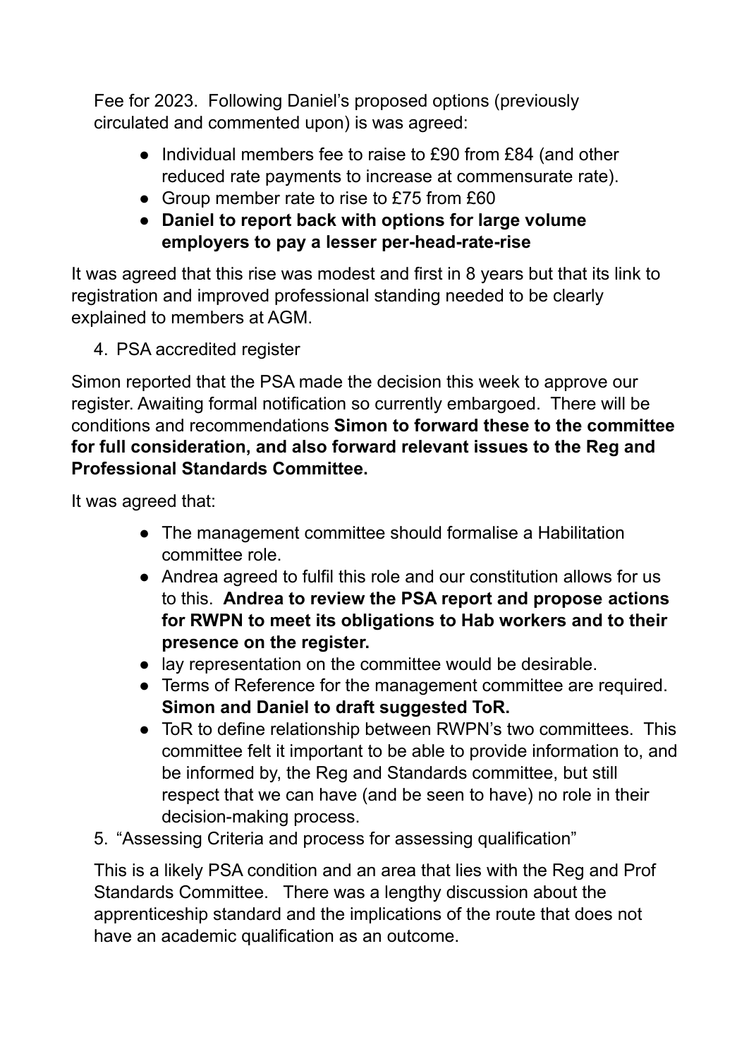Fee for 2023. Following Daniel's proposed options (previously circulated and commented upon) is was agreed:

- Individual members fee to raise to £90 from £84 (and other reduced rate payments to increase at commensurate rate).
- Group member rate to rise to £75 from £60
- **Daniel to report back with options for large volume employers to pay a lesser per-head-rate-rise**

It was agreed that this rise was modest and first in 8 years but that its link to registration and improved professional standing needed to be clearly explained to members at AGM.

4. PSA accredited register

Simon reported that the PSA made the decision this week to approve our register. Awaiting formal notification so currently embargoed. There will be conditions and recommendations **Simon to forward these to the committee for full consideration, and also forward relevant issues to the Reg and Professional Standards Committee.**

It was agreed that:

- The management committee should formalise a Habilitation committee role.
- Andrea agreed to fulfil this role and our constitution allows for us to this. **Andrea to review the PSA report and propose actions for RWPN to meet its obligations to Hab workers and to their presence on the register.**
- lay representation on the committee would be desirable.
- Terms of Reference for the management committee are required. **Simon and Daniel to draft suggested ToR.**
- ToR to define relationship between RWPN's two committees. This committee felt it important to be able to provide information to, and be informed by, the Reg and Standards committee, but still respect that we can have (and be seen to have) no role in their decision-making process.

5. "Assessing Criteria and process for assessing qualification"

This is a likely PSA condition and an area that lies with the Reg and Prof Standards Committee. There was a lengthy discussion about the apprenticeship standard and the implications of the route that does not have an academic qualification as an outcome.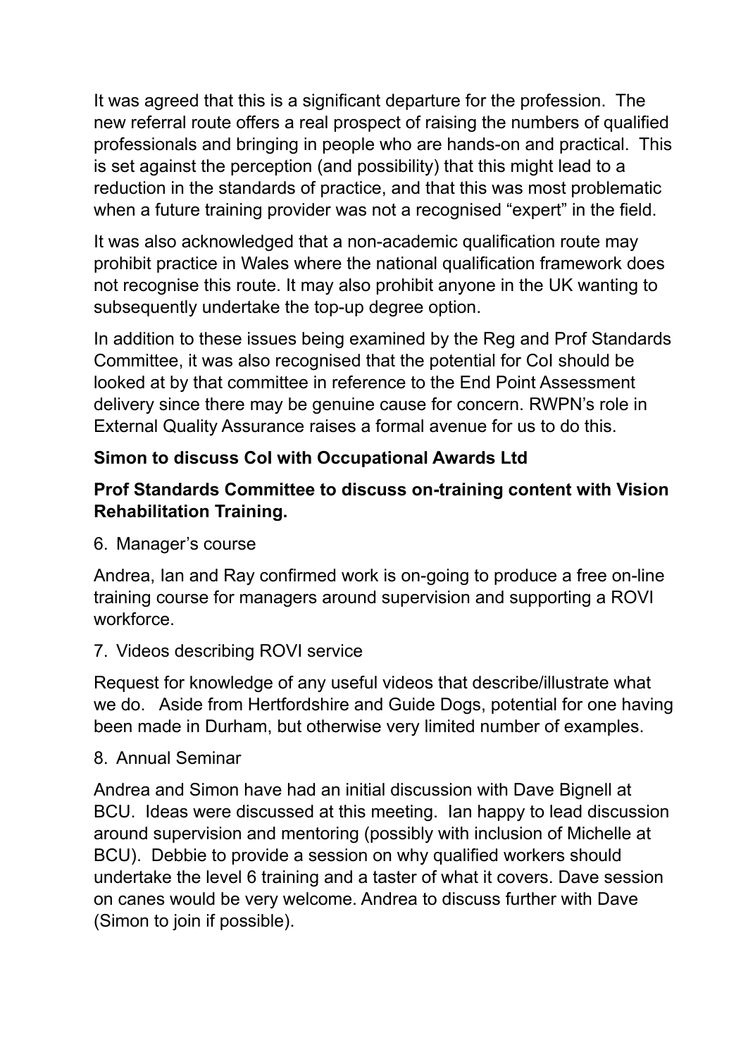It was agreed that this is a significant departure for the profession. The new referral route offers a real prospect of raising the numbers of qualified professionals and bringing in people who are hands-on and practical. This is set against the perception (and possibility) that this might lead to a reduction in the standards of practice, and that this was most problematic when a future training provider was not a recognised "expert" in the field.

It was also acknowledged that a non-academic qualification route may prohibit practice in Wales where the national qualification framework does not recognise this route. It may also prohibit anyone in the UK wanting to subsequently undertake the top-up degree option.

In addition to these issues being examined by the Reg and Prof Standards Committee, it was also recognised that the potential for CoI should be looked at by that committee in reference to the End Point Assessment delivery since there may be genuine cause for concern. RWPN's role in External Quality Assurance raises a formal avenue for us to do this.

**Simon to discuss CoI with Occupational Awards Ltd**

**Prof Standards Committee to discuss on-training content with Vision Rehabilitation Training.**

6. Manager's course

Andrea, Ian and Ray confirmed work is on-going to produce a free on-line training course for managers around supervision and supporting a ROVI workforce.

7. Videos describing ROVI service

Request for knowledge of any useful videos that describe/illustrate what we do. Aside from Hertfordshire and Guide Dogs, potential for one having been made in Durham, but otherwise very limited number of examples.

8. Annual Seminar

Andrea and Simon have had an initial discussion with Dave Bignell at BCU. Ideas were discussed at this meeting. Ian happy to lead discussion around supervision and mentoring (possibly with inclusion of Michelle at BCU). Debbie to provide a session on why qualified workers should undertake the level 6 training and a taster of what it covers. Dave session on canes would be very welcome. Andrea to discuss further with Dave (Simon to join if possible).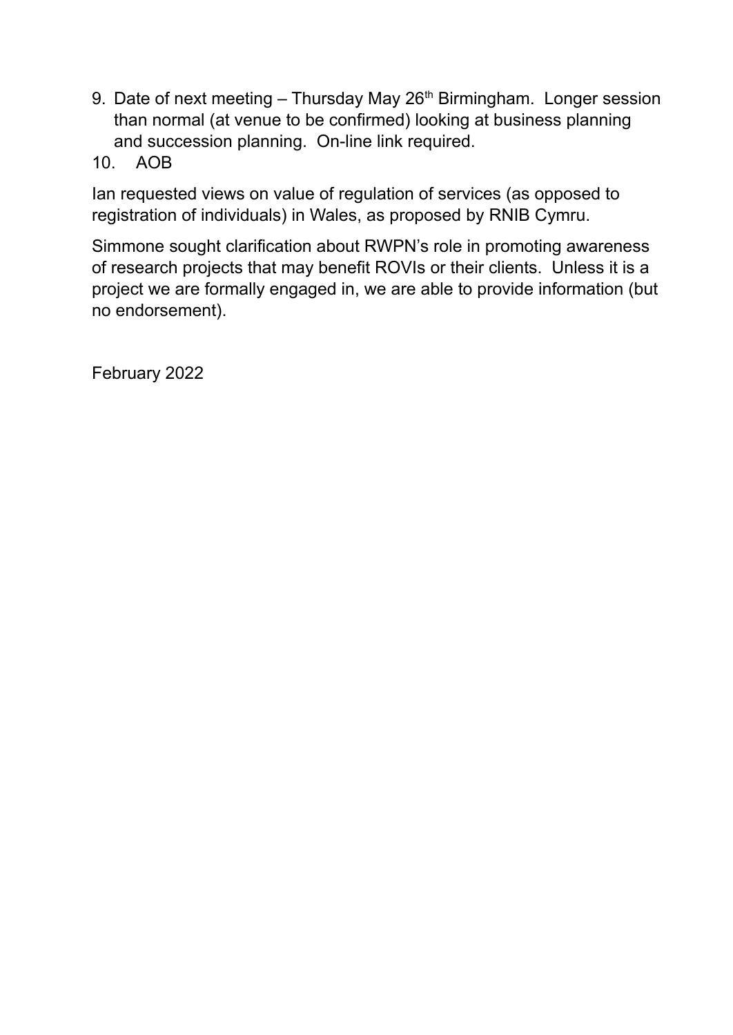9. Date of next meeting – Thursday May 26th Birmingham. Longer session than normal (at venue to be confirmed) looking at business planning and succession planning. On-line link required.
10. AOB

Ian requested views on value of regulation of services (as opposed to registration of individuals) in Wales, as proposed by RNIB Cymru.

Simmone sought clarification about RWPN's role in promoting awareness of research projects that may benefit ROVIs or their clients. Unless it is a project we are formally engaged in, we are able to provide information (but no endorsement).

February 2022